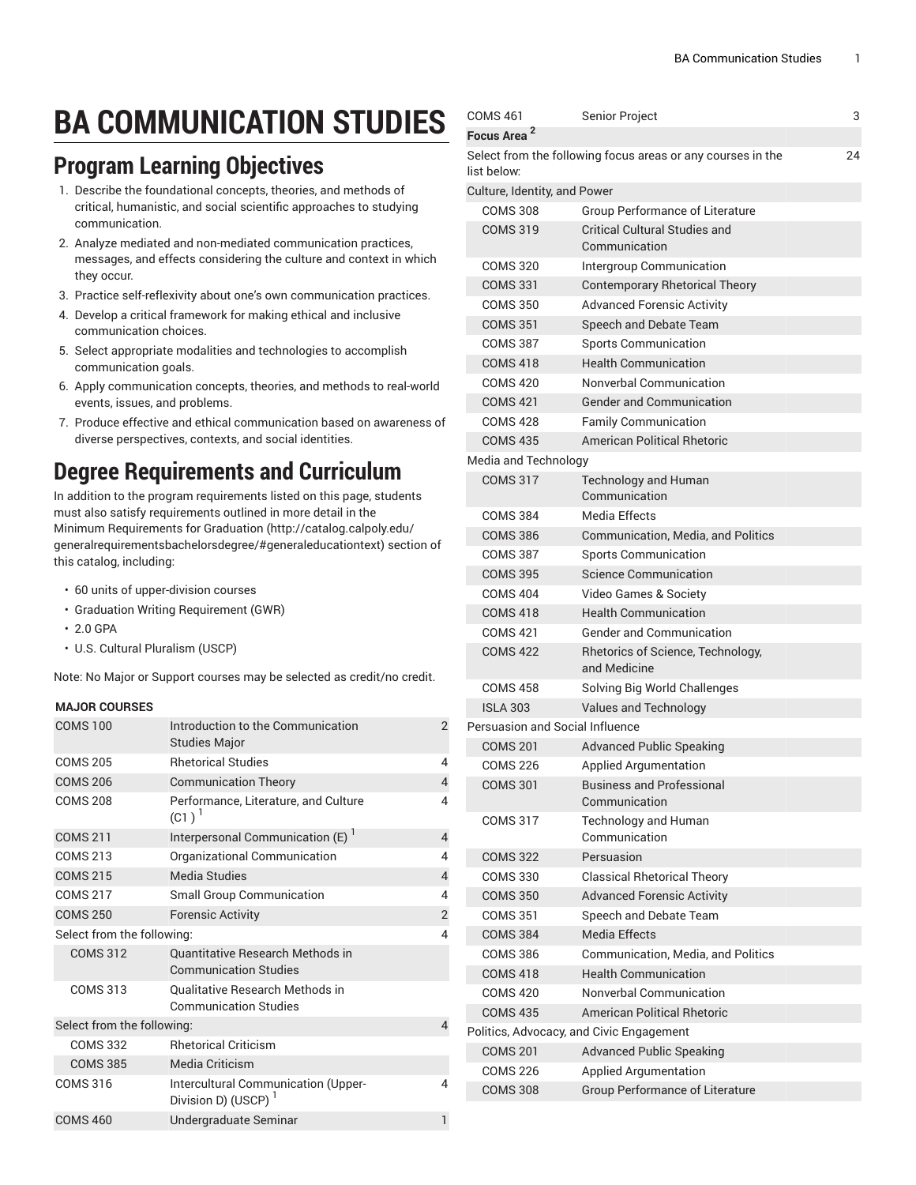# BA COMMUNICATION STUDIES

## Program Learning Objectives

1. Describe the foundational concepts, theories, and methods of critical, humanistic, and social scientific approaches to studying communication.
2. Analyze mediated and non-mediated communication practices, messages, and effects considering the culture and context in which they occur.
3. Practice self-reflexivity about one's own communication practices.
4. Develop a critical framework for making ethical and inclusive communication choices.
5. Select appropriate modalities and technologies to accomplish communication goals.
6. Apply communication concepts, theories, and methods to real-world events, issues, and problems.
7. Produce effective and ethical communication based on awareness of diverse perspectives, contexts, and social identities.

## Degree Requirements and Curriculum

In addition to the program requirements listed on this page, students must also satisfy requirements outlined in more detail in the Minimum Requirements for Graduation (http://catalog.calpoly.edu/generalrequirementsbachelorsdegree/#generaleducationtext) section of this catalog, including:

- 60 units of upper-division courses
- Graduation Writing Requirement (GWR)
- 2.0 GPA
- U.S. Cultural Pluralism (USCP)

Note: No Major or Support courses may be selected as credit/no credit.

| MAJOR COURSES | | |
|---|---|---|
| COMS 100 | Introduction to the Communication Studies Major | 2 |
| COMS 205 | Rhetorical Studies | 4 |
| COMS 206 | Communication Theory | 4 |
| COMS 208 | Performance, Literature, and Culture (C1) [1] | 4 |
| COMS 211 | Interpersonal Communication (E) [1] | 4 |
| COMS 213 | Organizational Communication | 4 |
| COMS 215 | Media Studies | 4 |
| COMS 217 | Small Group Communication | 4 |
| COMS 250 | Forensic Activity | 2 |
| Select from the following: | | 4 |
| COMS 312 | Quantitative Research Methods in Communication Studies | |
| COMS 313 | Qualitative Research Methods in Communication Studies | |
| Select from the following: | | 4 |
| COMS 332 | Rhetorical Criticism | |
| COMS 385 | Media Criticism | |
| COMS 316 | Intercultural Communication (Upper-Division D) (USCP) [1] | 4 |
| COMS 460 | Undergraduate Seminar | 1 |
| COMS 461 | Senior Project | 3 |
| **Focus Area [2]** | | |
| Select from the following focus areas or any courses in the list below: | | 24 |
| Culture, Identity, and Power | | |
| COMS 308 | Group Performance of Literature | |
| COMS 319 | Critical Cultural Studies and Communication | |
| COMS 320 | Intergroup Communication | |
| COMS 331 | Contemporary Rhetorical Theory | |
| COMS 350 | Advanced Forensic Activity | |
| COMS 351 | Speech and Debate Team | |
| COMS 387 | Sports Communication | |
| COMS 418 | Health Communication | |
| COMS 420 | Nonverbal Communication | |
| COMS 421 | Gender and Communication | |
| COMS 428 | Family Communication | |
| COMS 435 | American Political Rhetoric | |
| Media and Technology | | |
| COMS 317 | Technology and Human Communication | |
| COMS 384 | Media Effects | |
| COMS 386 | Communication, Media, and Politics | |
| COMS 387 | Sports Communication | |
| COMS 395 | Science Communication | |
| COMS 404 | Video Games & Society | |
| COMS 418 | Health Communication | |
| COMS 421 | Gender and Communication | |
| COMS 422 | Rhetorics of Science, Technology, and Medicine | |
| COMS 458 | Solving Big World Challenges | |
| ISLA 303 | Values and Technology | |
| Persuasion and Social Influence | | |
| COMS 201 | Advanced Public Speaking | |
| COMS 226 | Applied Argumentation | |
| COMS 301 | Business and Professional Communication | |
| COMS 317 | Technology and Human Communication | |
| COMS 322 | Persuasion | |
| COMS 330 | Classical Rhetorical Theory | |
| COMS 350 | Advanced Forensic Activity | |
| COMS 351 | Speech and Debate Team | |
| COMS 384 | Media Effects | |
| COMS 386 | Communication, Media, and Politics | |
| COMS 418 | Health Communication | |
| COMS 420 | Nonverbal Communication | |
| COMS 435 | American Political Rhetoric | |
| Politics, Advocacy, and Civic Engagement | | |
| COMS 201 | Advanced Public Speaking | |
| COMS 226 | Applied Argumentation | |
| COMS 308 | Group Performance of Literature | |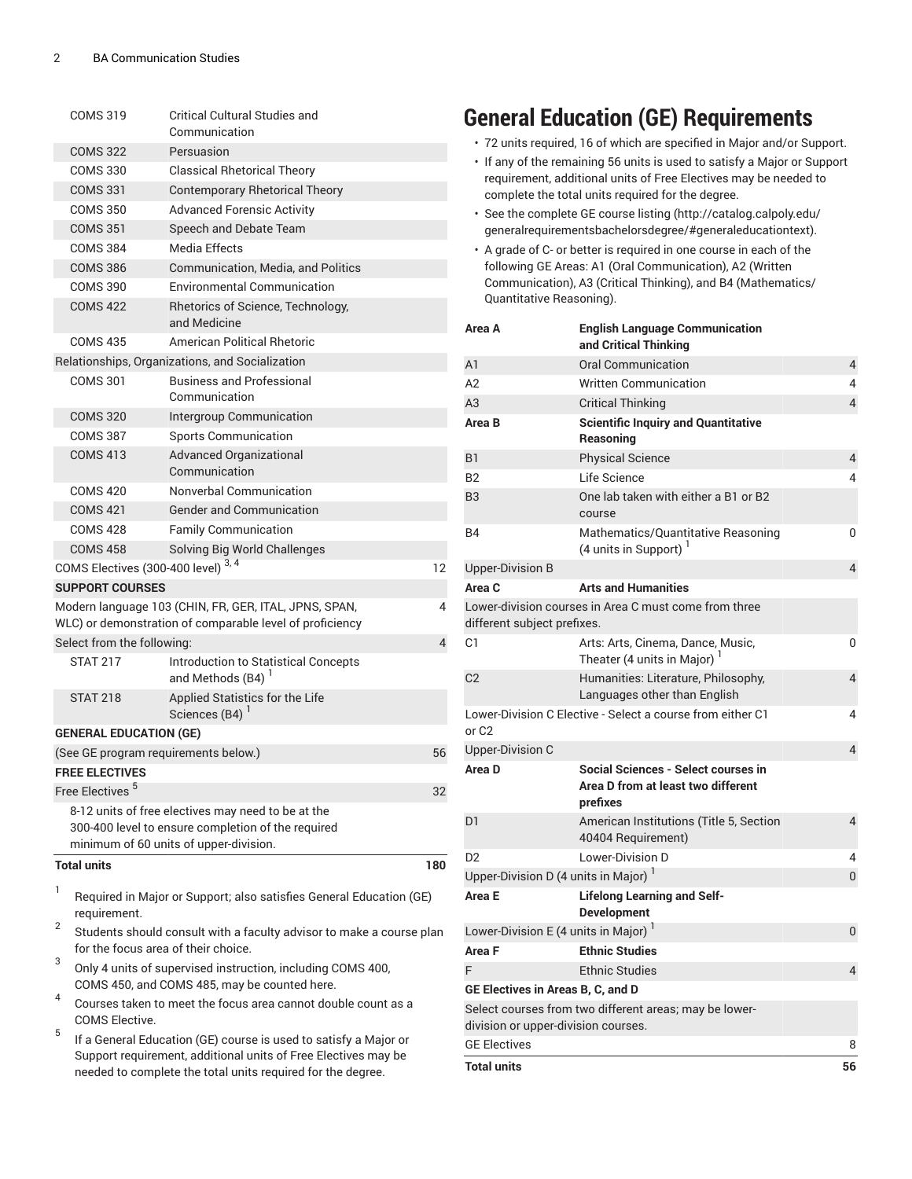| | | |
|---|---|---|
| COMS 319 | Critical Cultural Studies and Communication | |
| COMS 322 | Persuasion | |
| COMS 330 | Classical Rhetorical Theory | |
| COMS 331 | Contemporary Rhetorical Theory | |
| COMS 350 | Advanced Forensic Activity | |
| COMS 351 | Speech and Debate Team | |
| COMS 384 | Media Effects | |
| COMS 386 | Communication, Media, and Politics | |
| COMS 390 | Environmental Communication | |
| COMS 422 | Rhetorics of Science, Technology, and Medicine | |
| COMS 435 | American Political Rhetoric | |
| Relationships, Organizations, and Socialization | | |
| COMS 301 | Business and Professional Communication | |
| COMS 320 | Intergroup Communication | |
| COMS 387 | Sports Communication | |
| COMS 413 | Advanced Organizational Communication | |
| COMS 420 | Nonverbal Communication | |
| COMS 421 | Gender and Communication | |
| COMS 428 | Family Communication | |
| COMS 458 | Solving Big World Challenges | |
| COMS Electives (300-400 level) [3, 4] | | 12 |
| **SUPPORT COURSES** | | |
| Modern language 103 (CHIN, FR, GER, ITAL, JPNS, SPAN, WLC) or demonstration of comparable level of proficiency | | 4 |
| Select from the following: | | 4 |
| STAT 217 | Introduction to Statistical Concepts and Methods (B4) [1] | |
| STAT 218 | Applied Statistics for the Life Sciences (B4) [1] | |
| **GENERAL EDUCATION (GE)** | | |
| (See GE program requirements below.) | | 56 |
| **FREE ELECTIVES** | | |
| Free Electives [5] | | 32 |
| 8-12 units of free electives may need to be at the 300-400 level to ensure completion of the required minimum of 60 units of upper-division. | | |
| **Total units** | | **180** |

1. Required in Major or Support; also satisfies General Education (GE) requirement.
2. Students should consult with a faculty advisor to make a course plan for the focus area of their choice.
3. Only 4 units of supervised instruction, including COMS 400, COMS 450, and COMS 485, may be counted here.
4. Courses taken to meet the focus area cannot double count as a COMS Elective.
5. If a General Education (GE) course is used to satisfy a Major or Support requirement, additional units of Free Electives may be needed to complete the total units required for the degree.

# General Education (GE) Requirements

- 72 units required, 16 of which are specified in Major and/or Support.
- If any of the remaining 56 units is used to satisfy a Major or Support requirement, additional units of Free Electives may be needed to complete the total units required for the degree.
- See the complete GE course listing (http://catalog.calpoly.edu/generalrequirementsbachelorsdegree/#generaleducationtext).
- A grade of C- or better is required in one course in each of the following GE Areas: A1 (Oral Communication), A2 (Written Communication), A3 (Critical Thinking), and B4 (Mathematics/Quantitative Reasoning).

| | | |
|---|---|---|
| **Area A** | **English Language Communication and Critical Thinking** | |
| A1 | Oral Communication | 4 |
| A2 | Written Communication | 4 |
| A3 | Critical Thinking | 4 |
| **Area B** | **Scientific Inquiry and Quantitative Reasoning** | |
| B1 | Physical Science | 4 |
| B2 | Life Science | 4 |
| B3 | One lab taken with either a B1 or B2 course | |
| B4 | Mathematics/Quantitative Reasoning (4 units in Support) [1] | 0 |
| Upper-Division B | | 4 |
| **Area C** | **Arts and Humanities** | |
| Lower-division courses in Area C must come from three different subject prefixes. | | |
| C1 | Arts: Arts, Cinema, Dance, Music, Theater (4 units in Major) [1] | 0 |
| C2 | Humanities: Literature, Philosophy, Languages other than English | 4 |
| Lower-Division C Elective - Select a course from either C1 or C2 | | 4 |
| Upper-Division C | | 4 |
| **Area D** | **Social Sciences - Select courses in Area D from at least two different prefixes** | |
| D1 | American Institutions (Title 5, Section 40404 Requirement) | 4 |
| D2 | Lower-Division D | 4 |
| Upper-Division D (4 units in Major) [1] | | 0 |
| **Area E** | **Lifelong Learning and Self-Development** | |
| Lower-Division E (4 units in Major) [1] | | 0 |
| **Area F** | **Ethnic Studies** | |
| F | Ethnic Studies | 4 |
| **GE Electives in Areas B, C, and D** | | |
| Select courses from two different areas; may be lower-division or upper-division courses. | | |
| GE Electives | | 8 |
| **Total units** | | **56** |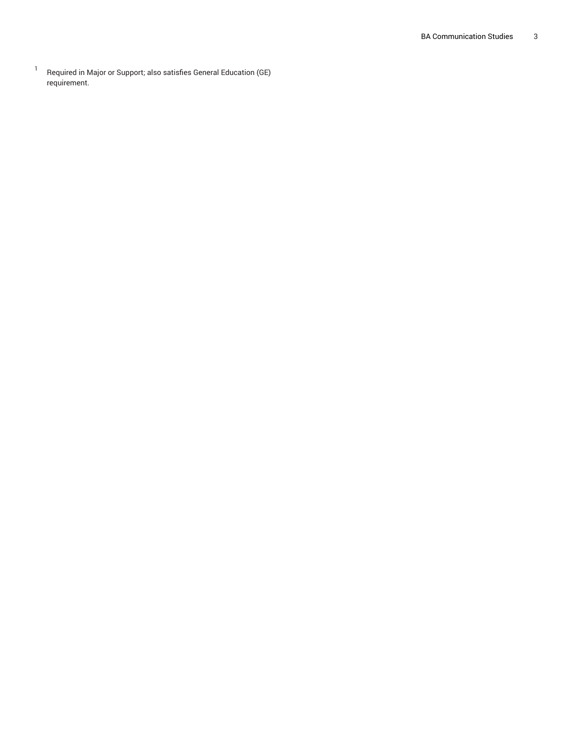[1] Required in Major or Support; also satisfies General Education (GE) requirement.